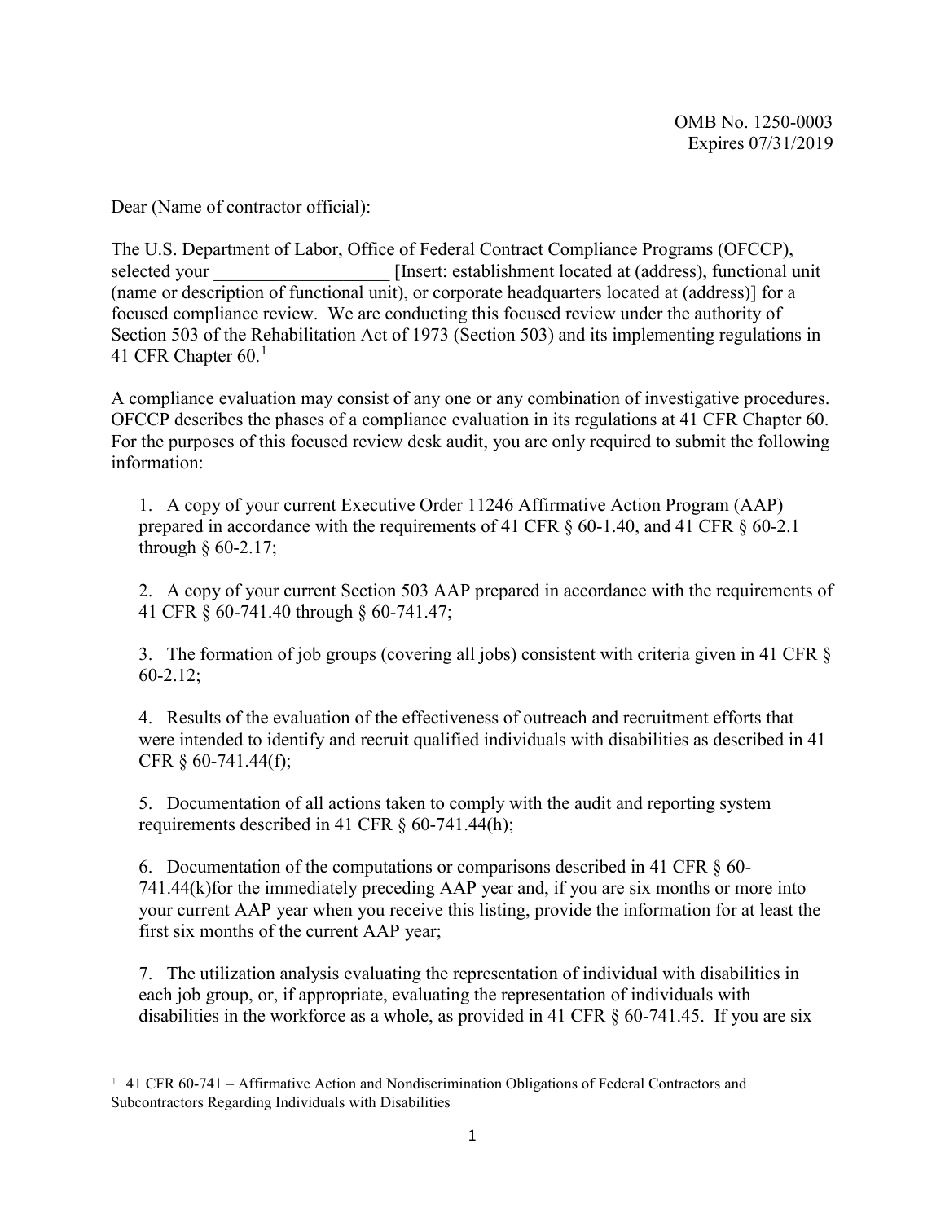OMB No. 1250-0003
Expires 07/31/2019

Dear (Name of contractor official):

The U.S. Department of Labor, Office of Federal Contract Compliance Programs (OFCCP), selected your ___________________ [Insert: establishment located at (address), functional unit (name or description of functional unit), or corporate headquarters located at (address)] for a focused compliance review. We are conducting this focused review under the authority of Section 503 of the Rehabilitation Act of 1973 (Section 503) and its implementing regulations in 41 CFR Chapter 60.[1]

A compliance evaluation may consist of any one or any combination of investigative procedures. OFCCP describes the phases of a compliance evaluation in its regulations at 41 CFR Chapter 60. For the purposes of this focused review desk audit, you are only required to submit the following information:

1. A copy of your current Executive Order 11246 Affirmative Action Program (AAP) prepared in accordance with the requirements of 41 CFR § 60-1.40, and 41 CFR § 60-2.1 through § 60-2.17;

2. A copy of your current Section 503 AAP prepared in accordance with the requirements of 41 CFR § 60-741.40 through § 60-741.47;

3. The formation of job groups (covering all jobs) consistent with criteria given in 41 CFR § 60-2.12;

4. Results of the evaluation of the effectiveness of outreach and recruitment efforts that were intended to identify and recruit qualified individuals with disabilities as described in 41 CFR § 60-741.44(f);

5. Documentation of all actions taken to comply with the audit and reporting system requirements described in 41 CFR § 60-741.44(h);

6. Documentation of the computations or comparisons described in 41 CFR § 60-741.44(k)for the immediately preceding AAP year and, if you are six months or more into your current AAP year when you receive this listing, provide the information for at least the first six months of the current AAP year;

7. The utilization analysis evaluating the representation of individual with disabilities in each job group, or, if appropriate, evaluating the representation of individuals with disabilities in the workforce as a whole, as provided in 41 CFR § 60-741.45. If you are six

---

[1] 41 CFR 60-741 – Affirmative Action and Nondiscrimination Obligations of Federal Contractors and Subcontractors Regarding Individuals with Disabilities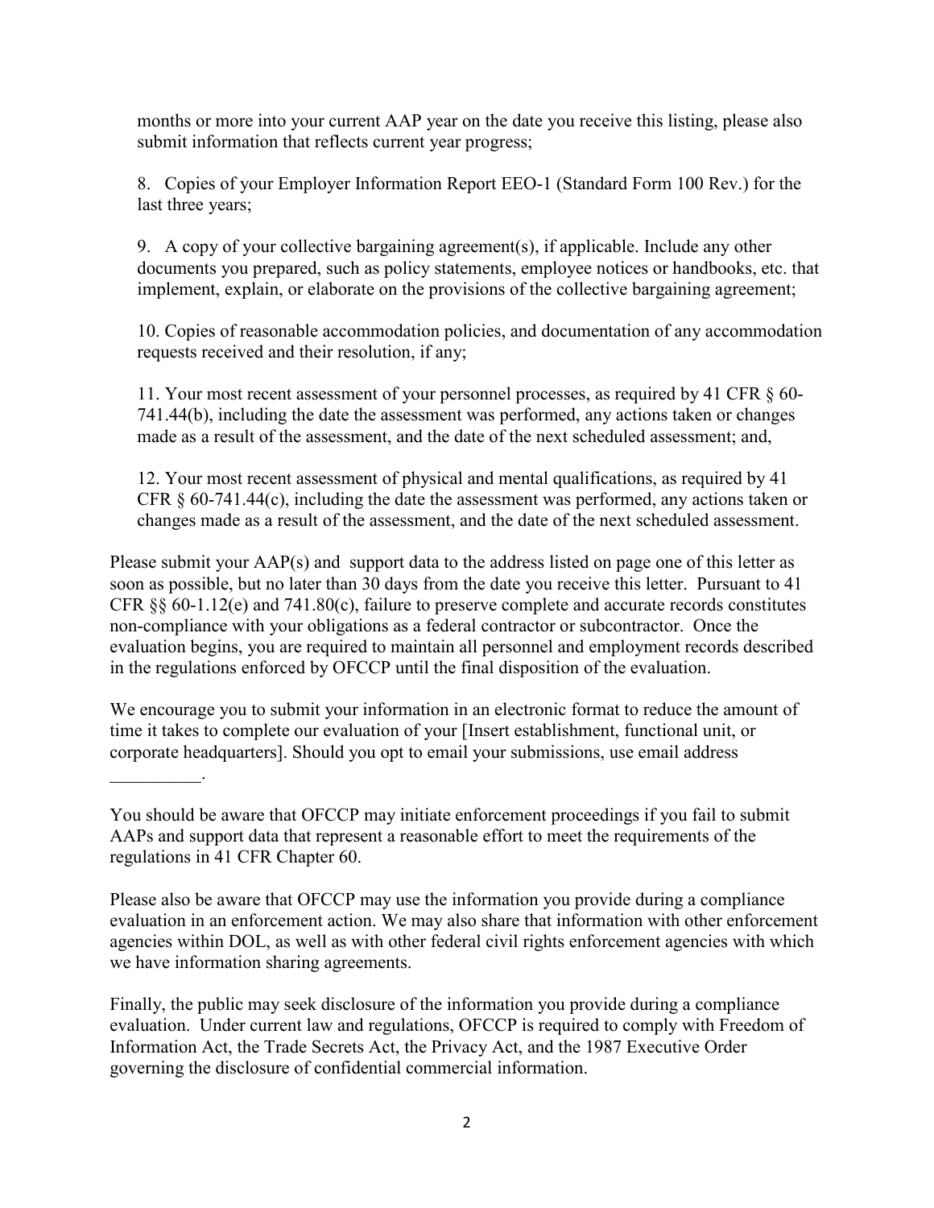months or more into your current AAP year on the date you receive this listing, please also submit information that reflects current year progress;

8. Copies of your Employer Information Report EEO-1 (Standard Form 100 Rev.) for the last three years;

9. A copy of your collective bargaining agreement(s), if applicable. Include any other documents you prepared, such as policy statements, employee notices or handbooks, etc. that implement, explain, or elaborate on the provisions of the collective bargaining agreement;

10. Copies of reasonable accommodation policies, and documentation of any accommodation requests received and their resolution, if any;

11. Your most recent assessment of your personnel processes, as required by 41 CFR § 60-741.44(b), including the date the assessment was performed, any actions taken or changes made as a result of the assessment, and the date of the next scheduled assessment; and,

12. Your most recent assessment of physical and mental qualifications, as required by 41 CFR § 60-741.44(c), including the date the assessment was performed, any actions taken or changes made as a result of the assessment, and the date of the next scheduled assessment.

Please submit your AAP(s) and support data to the address listed on page one of this letter as soon as possible, but no later than 30 days from the date you receive this letter. Pursuant to 41 CFR §§ 60-1.12(e) and 741.80(c), failure to preserve complete and accurate records constitutes non-compliance with your obligations as a federal contractor or subcontractor. Once the evaluation begins, you are required to maintain all personnel and employment records described in the regulations enforced by OFCCP until the final disposition of the evaluation.

We encourage you to submit your information in an electronic format to reduce the amount of time it takes to complete our evaluation of your [Insert establishment, functional unit, or corporate headquarters]. Should you opt to email your submissions, use email address __________.

You should be aware that OFCCP may initiate enforcement proceedings if you fail to submit AAPs and support data that represent a reasonable effort to meet the requirements of the regulations in 41 CFR Chapter 60.

Please also be aware that OFCCP may use the information you provide during a compliance evaluation in an enforcement action. We may also share that information with other enforcement agencies within DOL, as well as with other federal civil rights enforcement agencies with which we have information sharing agreements.

Finally, the public may seek disclosure of the information you provide during a compliance evaluation. Under current law and regulations, OFCCP is required to comply with Freedom of Information Act, the Trade Secrets Act, the Privacy Act, and the 1987 Executive Order governing the disclosure of confidential commercial information.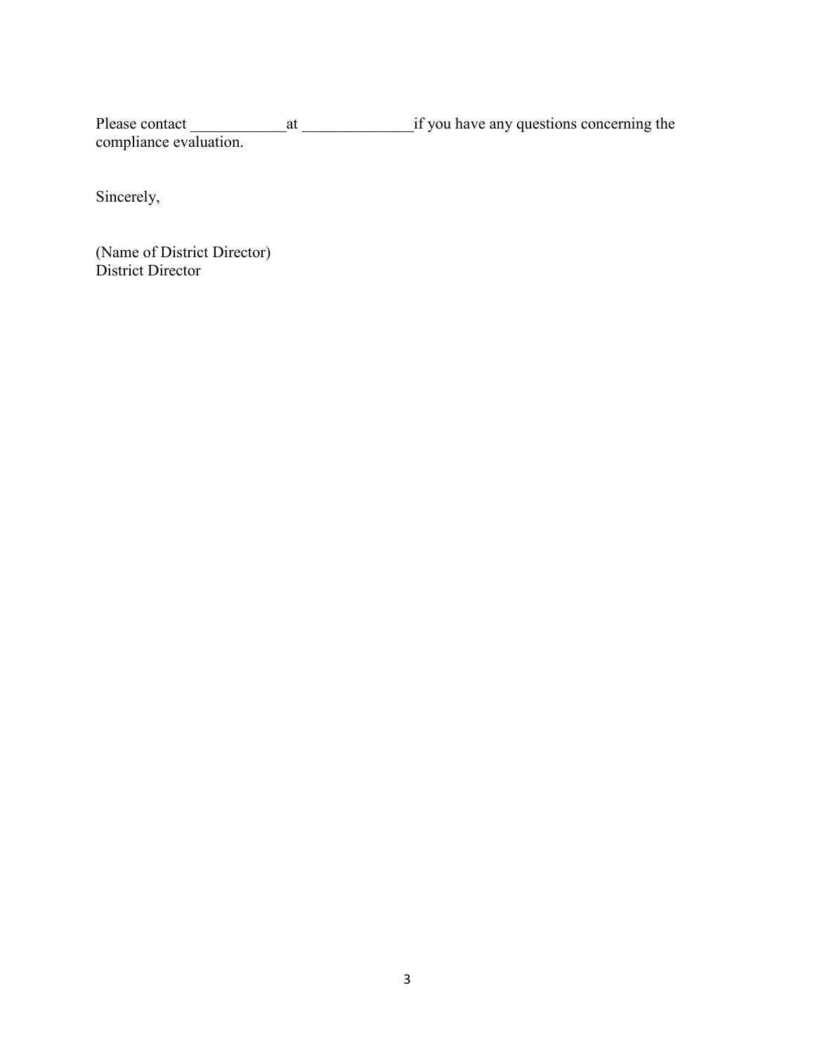Please contact ____________at ______________if you have any questions concerning the compliance evaluation.

Sincerely,

(Name of District Director)
District Director